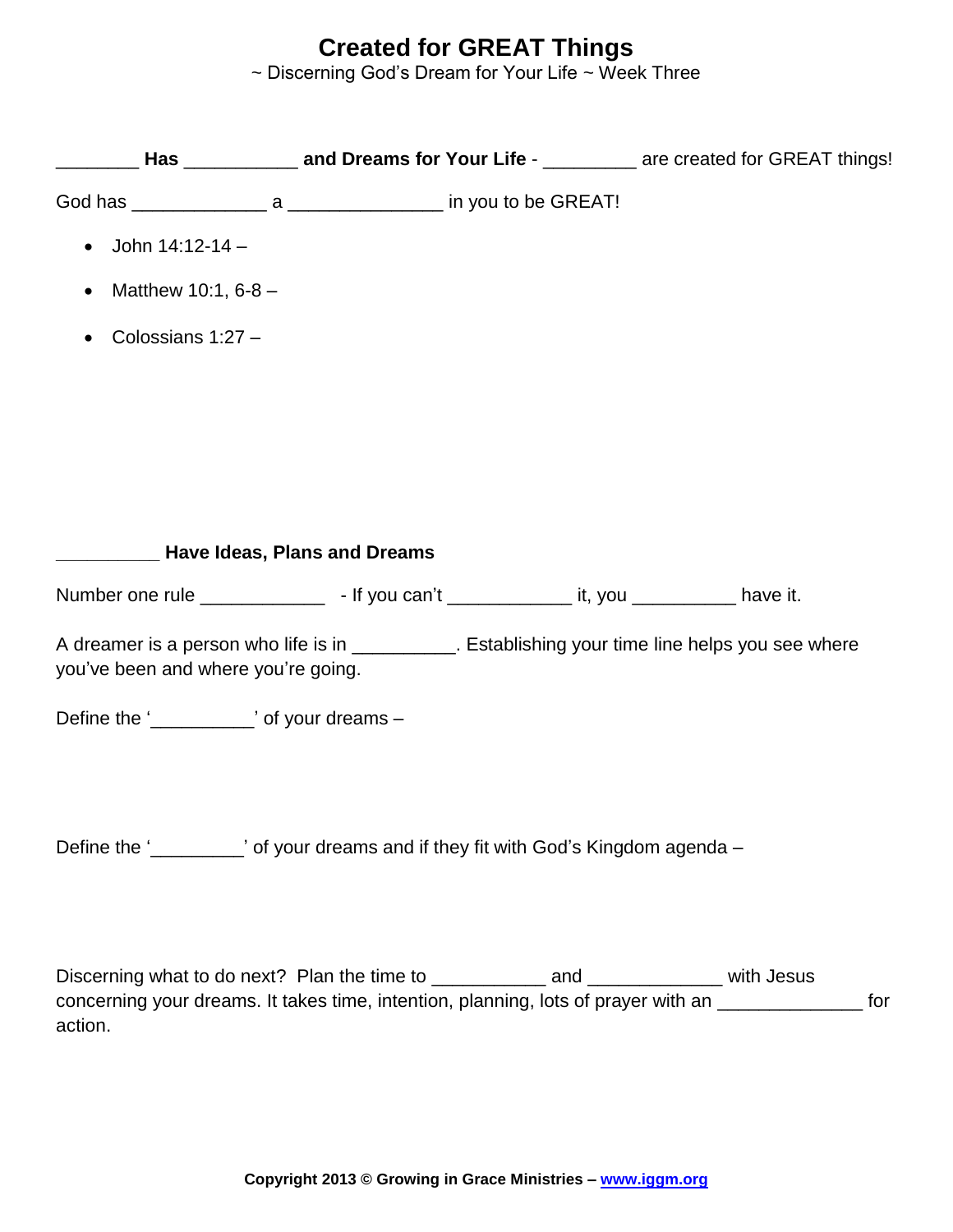# Created for GREAT Things

~ Discerning God's Dream for Your Life ~ Week Three

________ **Has** ___________ **and Dreams for Your Life** - _________ are created for GREAT things!

God has _____________ a _______________ in you to be GREAT!

- John 14:12-14 –
- Matthew 10:1, 6-8 –
- Colossians 1:27 –

**__________ Have Ideas, Plans and Dreams**

Number one rule ____________ - If you can't ____________ it, you __________ have it.

A dreamer is a person who life is in __________. Establishing your time line helps you see where you've been and where you're going.

Define the '__________' of your dreams –

Define the '_________' of your dreams and if they fit with God's Kingdom agenda –

Discerning what to do next? Plan the time to ___________ and _____________ with Jesus concerning your dreams. It takes time, intention, planning, lots of prayer with an ______________ for action.

**Copyright 2013 © Growing in Grace Ministries – www.iggm.org**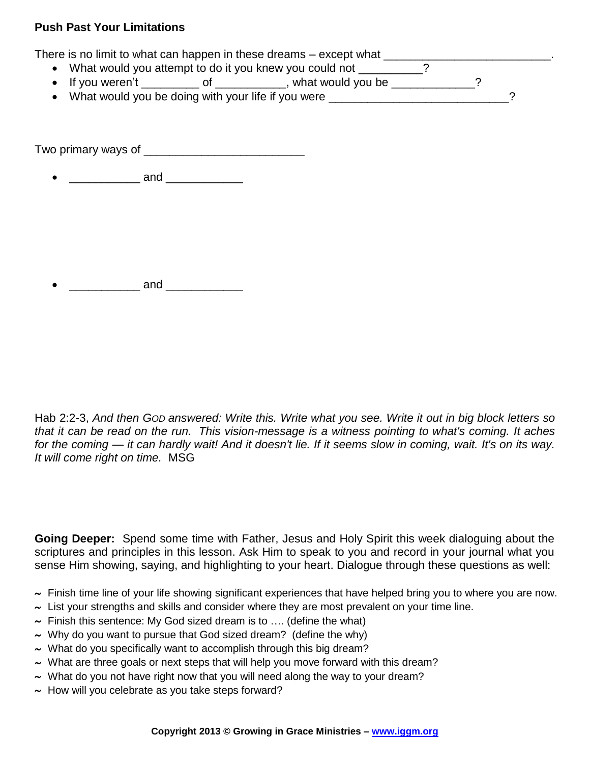**Push Past Your Limitations**

There is no limit to what can happen in these dreams – except what _________________________.

- What would you attempt to do it you knew you could not _________?
- If you weren't _________ of ___________, what would you be ____________?
- What would you be doing with your life if you were ___________________________?

Two primary ways of ________________________

- ___________ and ___________

- ___________ and ___________

Hab 2:2-3, *And then God answered: Write this. Write what you see. Write it out in big block letters so that it can be read on the run. This vision-message is a witness pointing to what's coming. It aches for the coming — it can hardly wait! And it doesn't lie. If it seems slow in coming, wait. It's on its way. It will come right on time.* MSG

**Going Deeper:** Spend some time with Father, Jesus and Holy Spirit this week dialoguing about the scriptures and principles in this lesson. Ask Him to speak to you and record in your journal what you sense Him showing, saying, and highlighting to your heart. Dialogue through these questions as well:

- ~ Finish time line of your life showing significant experiences that have helped bring you to where you are now.
- ~ List your strengths and skills and consider where they are most prevalent on your time line.
- ~ Finish this sentence: My God sized dream is to …. (define the what)
- ~ Why do you want to pursue that God sized dream? (define the why)
- ~ What do you specifically want to accomplish through this big dream?
- ~ What are three goals or next steps that will help you move forward with this dream?
- ~ What do you not have right now that you will need along the way to your dream?
- ~ How will you celebrate as you take steps forward?

**Copyright 2013 © Growing in Grace Ministries – www.iggm.org**